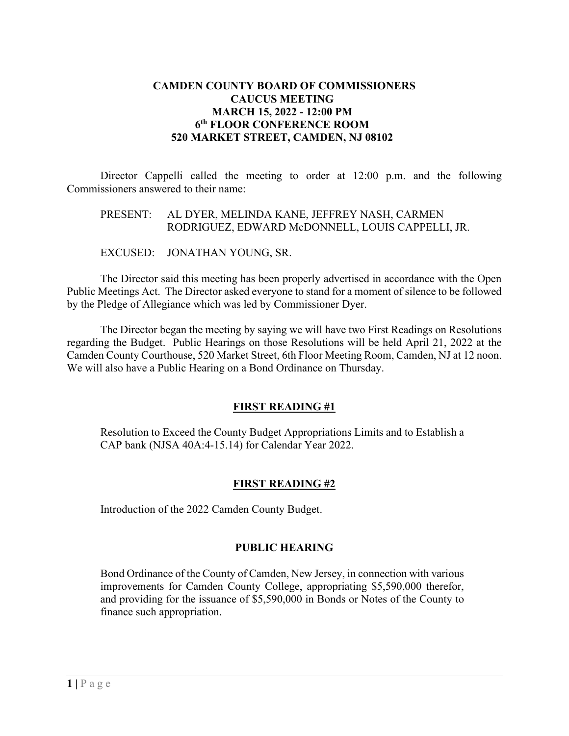# CAMDEN COUNTY BOARD OF COMMISSIONERS
## CAUCUS MEETING
## MARCH 15, 2022 - 12:00 PM
## 6th FLOOR CONFERENCE ROOM
## 520 MARKET STREET, CAMDEN, NJ 08102

Director Cappelli called the meeting to order at 12:00 p.m. and the following Commissioners answered to their name:

PRESENT: AL DYER, MELINDA KANE, JEFFREY NASH, CARMEN RODRIGUEZ, EDWARD McDONNELL, LOUIS CAPPELLI, JR.

EXCUSED: JONATHAN YOUNG, SR.

The Director said this meeting has been properly advertised in accordance with the Open Public Meetings Act. The Director asked everyone to stand for a moment of silence to be followed by the Pledge of Allegiance which was led by Commissioner Dyer.

The Director began the meeting by saying we will have two First Readings on Resolutions regarding the Budget. Public Hearings on those Resolutions will be held April 21, 2022 at the Camden County Courthouse, 520 Market Street, 6th Floor Meeting Room, Camden, NJ at 12 noon. We will also have a Public Hearing on a Bond Ordinance on Thursday.

### FIRST READING #1

Resolution to Exceed the County Budget Appropriations Limits and to Establish a CAP bank (NJSA 40A:4-15.14) for Calendar Year 2022.

### FIRST READING #2

Introduction of the 2022 Camden County Budget.

### PUBLIC HEARING

Bond Ordinance of the County of Camden, New Jersey, in connection with various improvements for Camden County College, appropriating $5,590,000 therefor, and providing for the issuance of $5,590,000 in Bonds or Notes of the County to finance such appropriation.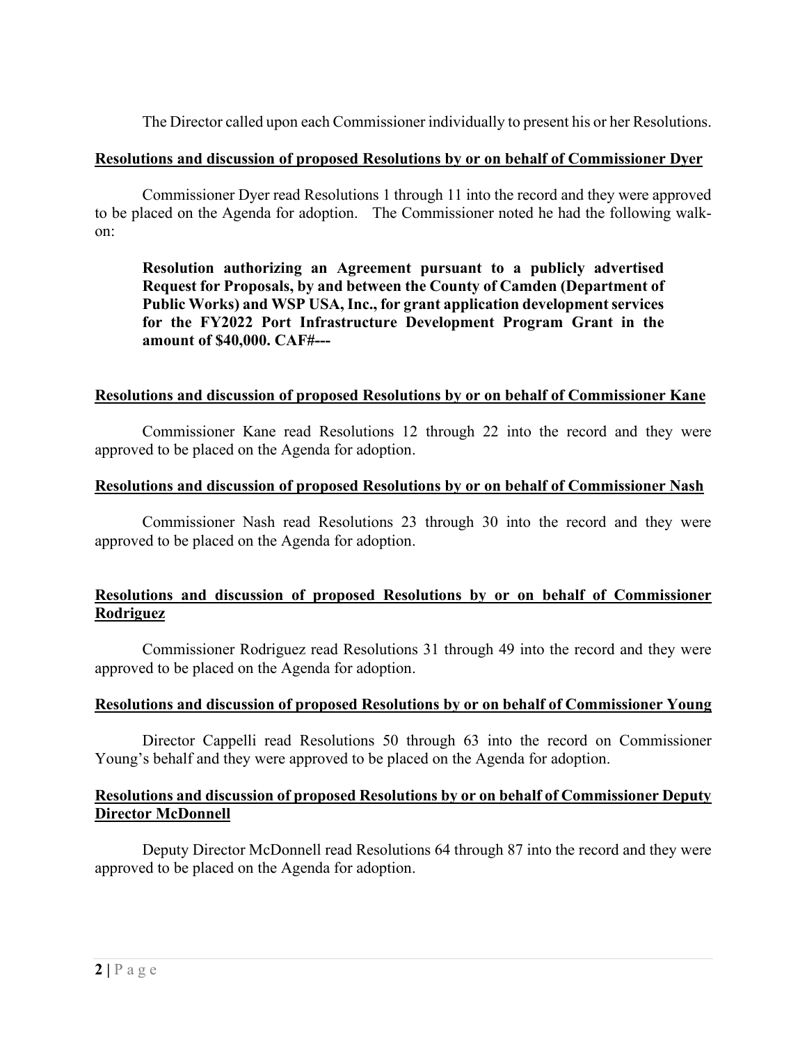The Director called upon each Commissioner individually to present his or her Resolutions.

**Resolutions and discussion of proposed Resolutions by or on behalf of Commissioner Dyer**

Commissioner Dyer read Resolutions 1 through 11 into the record and they were approved to be placed on the Agenda for adoption. The Commissioner noted he had the following walk-on:

> **Resolution authorizing an Agreement pursuant to a publicly advertised Request for Proposals, by and between the County of Camden (Department of Public Works) and WSP USA, Inc., for grant application development services for the FY2022 Port Infrastructure Development Program Grant in the amount of $40,000. CAF#---**

**Resolutions and discussion of proposed Resolutions by or on behalf of Commissioner Kane**

Commissioner Kane read Resolutions 12 through 22 into the record and they were approved to be placed on the Agenda for adoption.

**Resolutions and discussion of proposed Resolutions by or on behalf of Commissioner Nash**

Commissioner Nash read Resolutions 23 through 30 into the record and they were approved to be placed on the Agenda for adoption.

**Resolutions and discussion of proposed Resolutions by or on behalf of Commissioner Rodriguez**

Commissioner Rodriguez read Resolutions 31 through 49 into the record and they were approved to be placed on the Agenda for adoption.

**Resolutions and discussion of proposed Resolutions by or on behalf of Commissioner Young**

Director Cappelli read Resolutions 50 through 63 into the record on Commissioner Young's behalf and they were approved to be placed on the Agenda for adoption.

**Resolutions and discussion of proposed Resolutions by or on behalf of Commissioner Deputy Director McDonnell**

Deputy Director McDonnell read Resolutions 64 through 87 into the record and they were approved to be placed on the Agenda for adoption.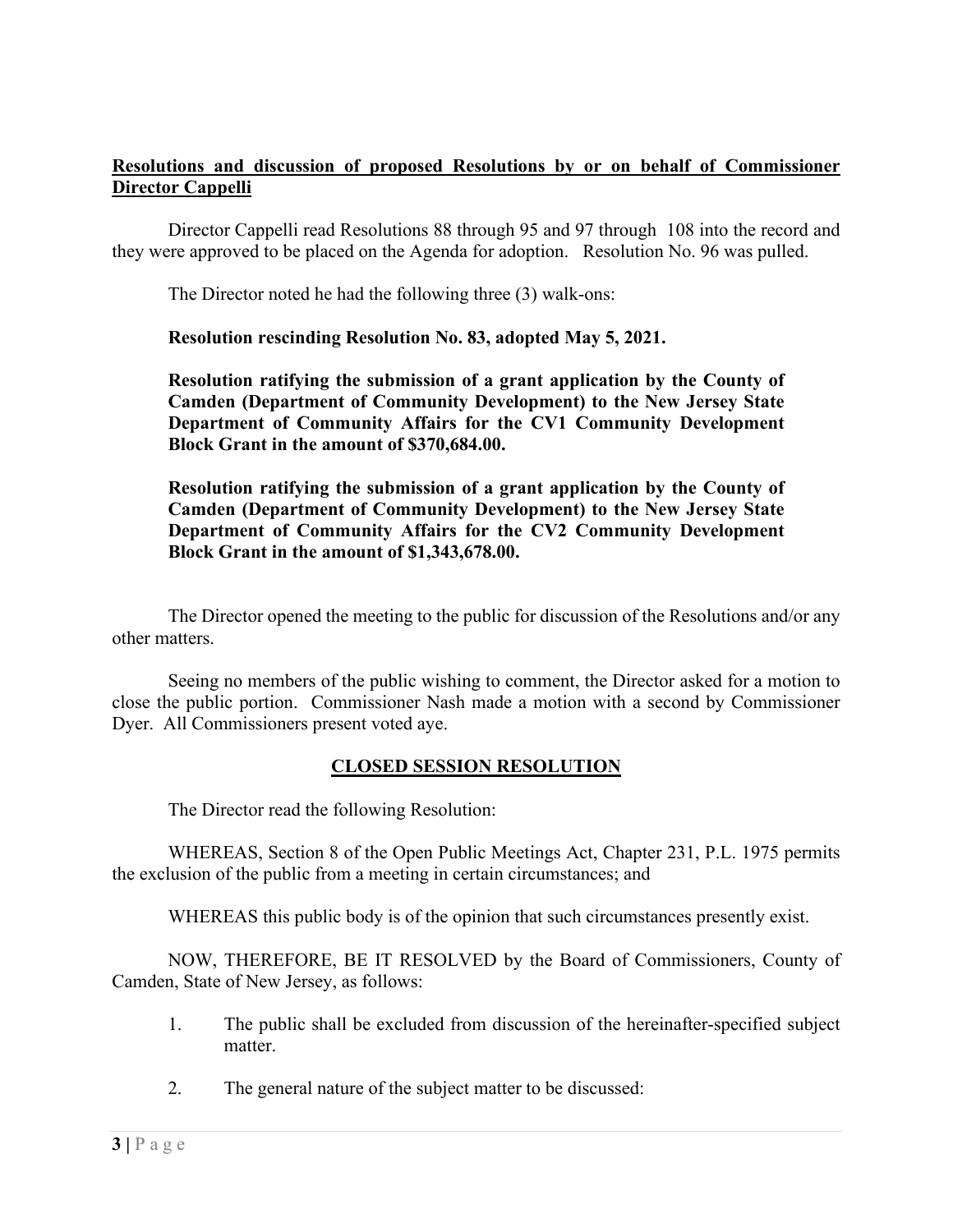**Resolutions and discussion of proposed Resolutions by or on behalf of Commissioner Director Cappelli**

Director Cappelli read Resolutions 88 through 95 and 97 through 108 into the record and they were approved to be placed on the Agenda for adoption. Resolution No. 96 was pulled.

The Director noted he had the following three (3) walk-ons:

**Resolution rescinding Resolution No. 83, adopted May 5, 2021.**

**Resolution ratifying the submission of a grant application by the County of Camden (Department of Community Development) to the New Jersey State Department of Community Affairs for the CV1 Community Development Block Grant in the amount of $370,684.00.**

**Resolution ratifying the submission of a grant application by the County of Camden (Department of Community Development) to the New Jersey State Department of Community Affairs for the CV2 Community Development Block Grant in the amount of $1,343,678.00.**

The Director opened the meeting to the public for discussion of the Resolutions and/or any other matters.

Seeing no members of the public wishing to comment, the Director asked for a motion to close the public portion. Commissioner Nash made a motion with a second by Commissioner Dyer. All Commissioners present voted aye.

## CLOSED SESSION RESOLUTION

The Director read the following Resolution:

WHEREAS, Section 8 of the Open Public Meetings Act, Chapter 231, P.L. 1975 permits the exclusion of the public from a meeting in certain circumstances; and

WHEREAS this public body is of the opinion that such circumstances presently exist.

NOW, THEREFORE, BE IT RESOLVED by the Board of Commissioners, County of Camden, State of New Jersey, as follows:

1. The public shall be excluded from discussion of the hereinafter-specified subject matter.

2. The general nature of the subject matter to be discussed: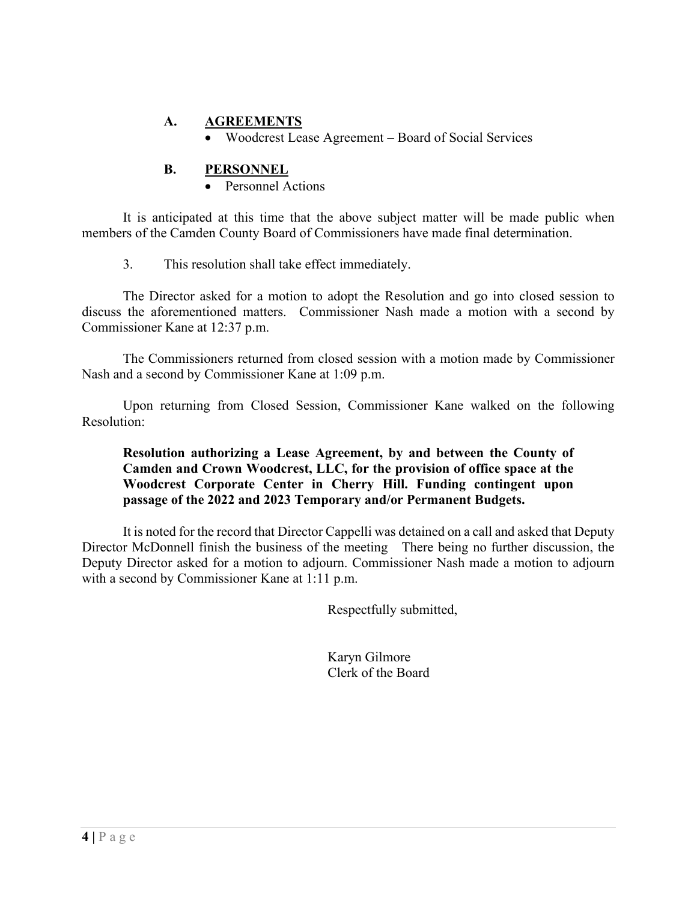A. **AGREEMENTS**
   - Woodcrest Lease Agreement – Board of Social Services

B. **PERSONNEL**
   - Personnel Actions

It is anticipated at this time that the above subject matter will be made public when members of the Camden County Board of Commissioners have made final determination.

3. This resolution shall take effect immediately.

The Director asked for a motion to adopt the Resolution and go into closed session to discuss the aforementioned matters. Commissioner Nash made a motion with a second by Commissioner Kane at 12:37 p.m.

The Commissioners returned from closed session with a motion made by Commissioner Nash and a second by Commissioner Kane at 1:09 p.m.

Upon returning from Closed Session, Commissioner Kane walked on the following Resolution:

> **Resolution authorizing a Lease Agreement, by and between the County of Camden and Crown Woodcrest, LLC, for the provision of office space at the Woodcrest Corporate Center in Cherry Hill. Funding contingent upon passage of the 2022 and 2023 Temporary and/or Permanent Budgets.**

It is noted for the record that Director Cappelli was detained on a call and asked that Deputy Director McDonnell finish the business of the meeting There being no further discussion, the Deputy Director asked for a motion to adjourn. Commissioner Nash made a motion to adjourn with a second by Commissioner Kane at 1:11 p.m.

Respectfully submitted,

Karyn Gilmore
Clerk of the Board